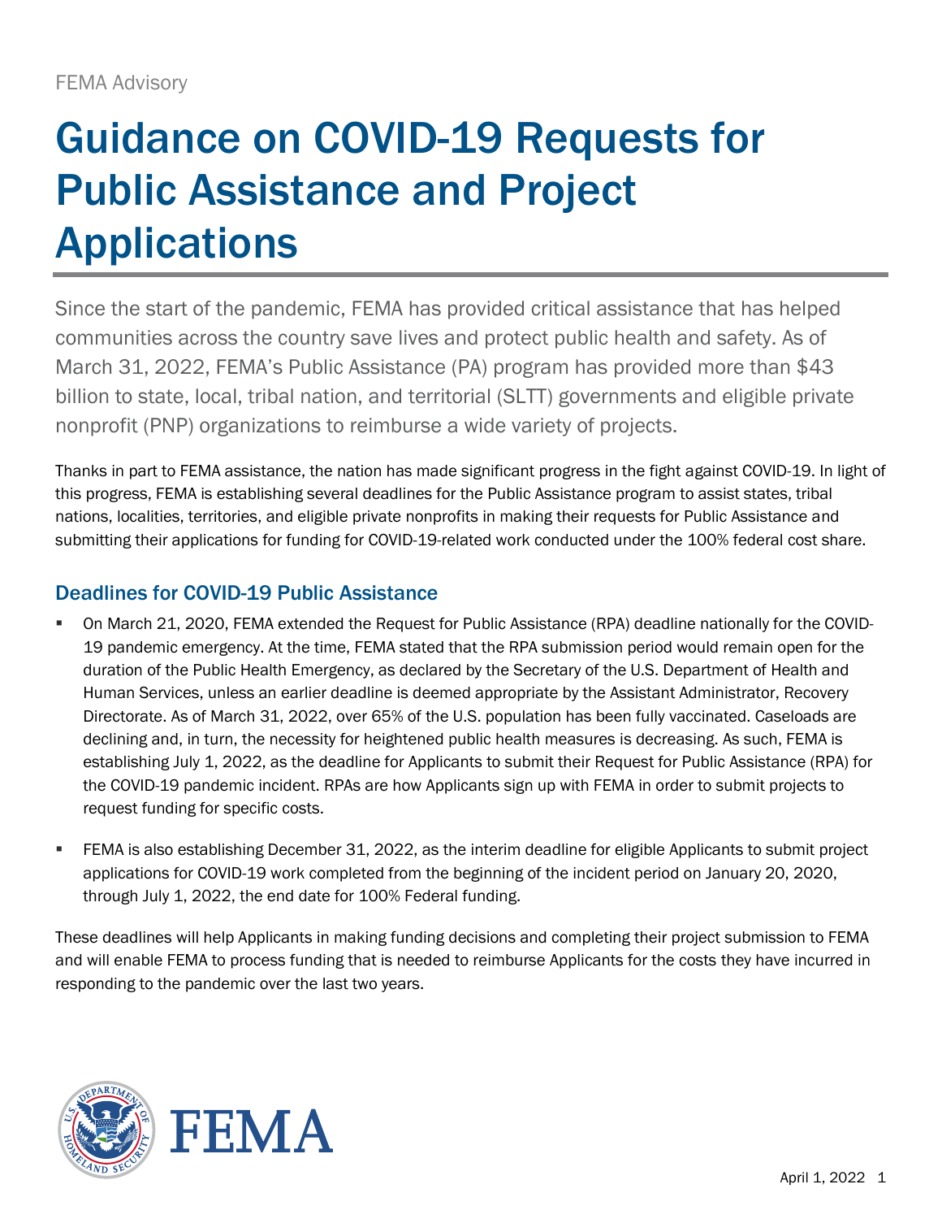FEMA Advisory

# Guidance on COVID-19 Requests for Public Assistance and Project Applications

Since the start of the pandemic, FEMA has provided critical assistance that has helped communities across the country save lives and protect public health and safety. As of March 31, 2022, FEMA's Public Assistance (PA) program has provided more than $43 billion to state, local, tribal nation, and territorial (SLTT) governments and eligible private nonprofit (PNP) organizations to reimburse a wide variety of projects.

Thanks in part to FEMA assistance, the nation has made significant progress in the fight against COVID-19. In light of this progress, FEMA is establishing several deadlines for the Public Assistance program to assist states, tribal nations, localities, territories, and eligible private nonprofits in making their requests for Public Assistance and submitting their applications for funding for COVID-19-related work conducted under the 100% federal cost share.

## Deadlines for COVID-19 Public Assistance

- On March 21, 2020, FEMA extended the Request for Public Assistance (RPA) deadline nationally for the COVID-19 pandemic emergency. At the time, FEMA stated that the RPA submission period would remain open for the duration of the Public Health Emergency, as declared by the Secretary of the U.S. Department of Health and Human Services, unless an earlier deadline is deemed appropriate by the Assistant Administrator, Recovery Directorate. As of March 31, 2022, over 65% of the U.S. population has been fully vaccinated. Caseloads are declining and, in turn, the necessity for heightened public health measures is decreasing. As such, FEMA is establishing July 1, 2022, as the deadline for Applicants to submit their Request for Public Assistance (RPA) for the COVID-19 pandemic incident. RPAs are how Applicants sign up with FEMA in order to submit projects to request funding for specific costs.

- FEMA is also establishing December 31, 2022, as the interim deadline for eligible Applicants to submit project applications for COVID-19 work completed from the beginning of the incident period on January 20, 2020, through July 1, 2022, the end date for 100% Federal funding.

These deadlines will help Applicants in making funding decisions and completing their project submission to FEMA and will enable FEMA to process funding that is needed to reimburse Applicants for the costs they have incurred in responding to the pandemic over the last two years.

April 1, 2022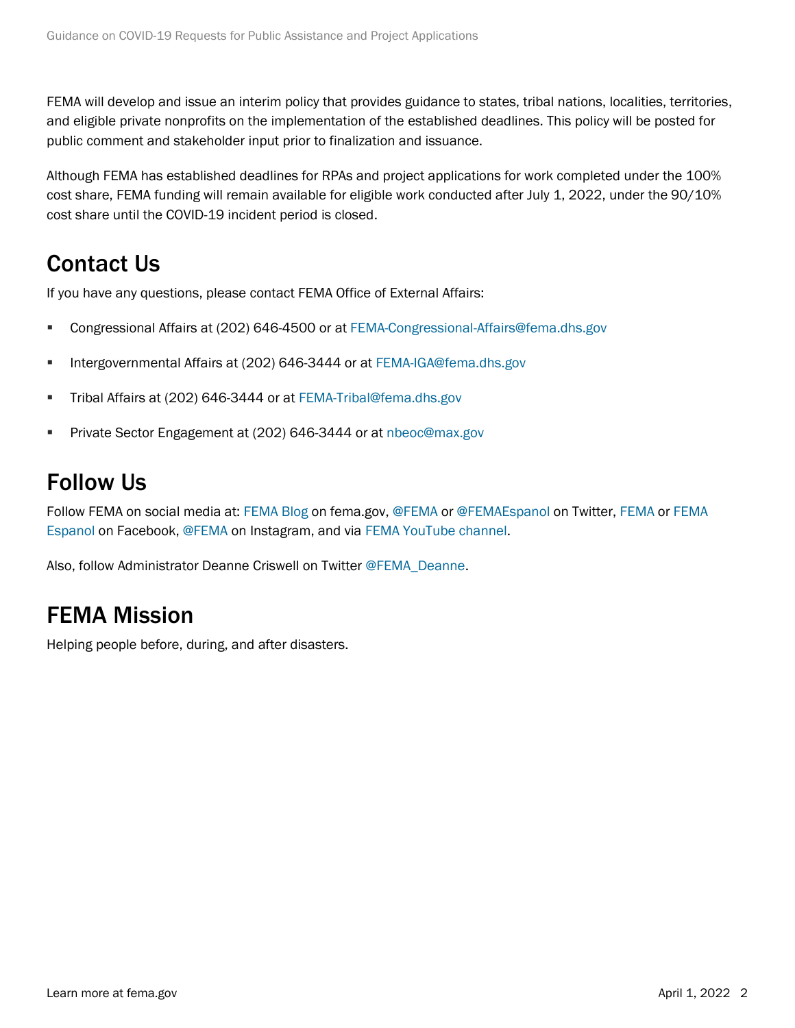FEMA will develop and issue an interim policy that provides guidance to states, tribal nations, localities, territories, and eligible private nonprofits on the implementation of the established deadlines. This policy will be posted for public comment and stakeholder input prior to finalization and issuance.

Although FEMA has established deadlines for RPAs and project applications for work completed under the 100% cost share, FEMA funding will remain available for eligible work conducted after July 1, 2022, under the 90/10% cost share until the COVID-19 incident period is closed.

## Contact Us

If you have any questions, please contact FEMA Office of External Affairs:

- Congressional Affairs at (202) 646-4500 or at FEMA-Congressional-Affairs@fema.dhs.gov
- Intergovernmental Affairs at (202) 646-3444 or at FEMA-IGA@fema.dhs.gov
- Tribal Affairs at (202) 646-3444 or at FEMA-Tribal@fema.dhs.gov
- Private Sector Engagement at (202) 646-3444 or at nbeoc@max.gov

## Follow Us

Follow FEMA on social media at: FEMA Blog on fema.gov, @FEMA or @FEMAEspanol on Twitter, FEMA or FEMA Espanol on Facebook, @FEMA on Instagram, and via FEMA YouTube channel.

Also, follow Administrator Deanne Criswell on Twitter @FEMA_Deanne.

## FEMA Mission

Helping people before, during, and after disasters.